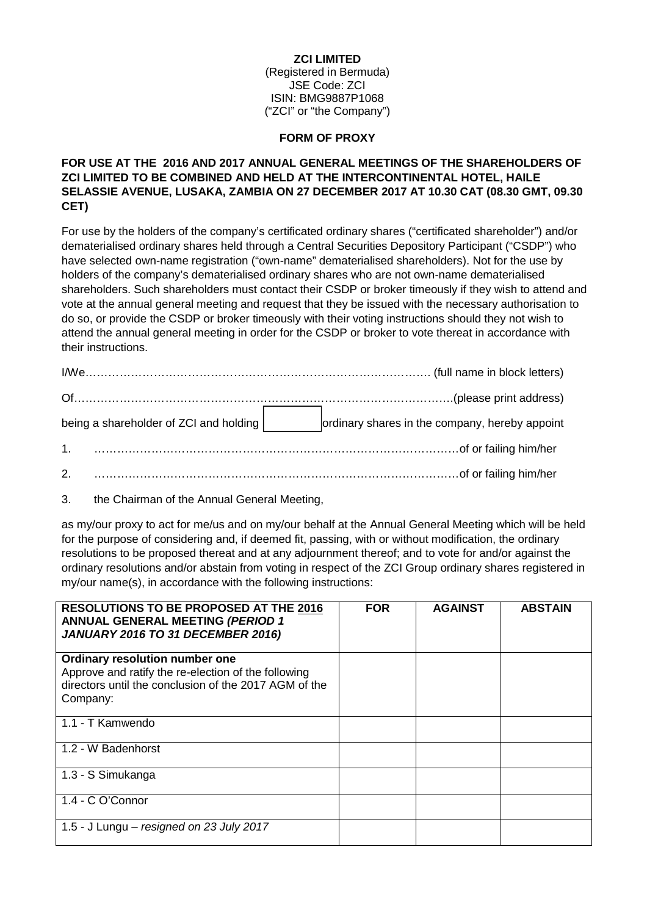**ZCI LIMITED**
(Registered in Bermuda)
JSE Code: ZCI
ISIN: BMG9887P1068
("ZCI" or "the Company")

**FORM OF PROXY**

**FOR USE AT THE 2016 AND 2017 ANNUAL GENERAL MEETINGS OF THE SHAREHOLDERS OF ZCI LIMITED TO BE COMBINED AND HELD AT THE INTERCONTINENTAL HOTEL, HAILE SELASSIE AVENUE, LUSAKA, ZAMBIA ON 27 DECEMBER 2017 AT 10.30 CAT (08.30 GMT, 09.30 CET)**

For use by the holders of the company's certificated ordinary shares ("certificated shareholder") and/or dematerialised ordinary shares held through a Central Securities Depository Participant ("CSDP") who have selected own-name registration ("own-name" dematerialised shareholders). Not for the use by holders of the company's dematerialised ordinary shares who are not own-name dematerialised shareholders. Such shareholders must contact their CSDP or broker timeously if they wish to attend and vote at the annual general meeting and request that they be issued with the necessary authorisation to do so, or provide the CSDP or broker timeously with their voting instructions should they not wish to attend the annual general meeting in order for the CSDP or broker to vote thereat in accordance with their instructions.

I/We………………………………………………………………………………. (full name in block letters)

Of……………………………………………………………………………………….(please print address)

being a shareholder of ZCI and holding [ ] ordinary shares in the company, hereby appoint

1. ………………………………………………………………………………of or failing him/her
2. ………………………………………………………………………………of or failing him/her
3. the Chairman of the Annual General Meeting,

as my/our proxy to act for me/us and on my/our behalf at the Annual General Meeting which will be held for the purpose of considering and, if deemed fit, passing, with or without modification, the ordinary resolutions to be proposed thereat and at any adjournment thereof; and to vote for and/or against the ordinary resolutions and/or abstain from voting in respect of the ZCI Group ordinary shares registered in my/our name(s), in accordance with the following instructions:

| **RESOLUTIONS TO BE PROPOSED AT THE 2016 ANNUAL GENERAL MEETING *(PERIOD 1 JANUARY 2016 TO 31 DECEMBER 2016)*** | **FOR** | **AGAINST** | **ABSTAIN** |
|---|---|---|---|
| **Ordinary resolution number one** Approve and ratify the re-election of the following directors until the conclusion of the 2017 AGM of the Company: | | | |
| 1.1 - T Kamwendo | | | |
| 1.2 - W Badenhorst | | | |
| 1.3 - S Simukanga | | | |
| 1.4 - C O'Connor | | | |
| 1.5 - J Lungu – *resigned on 23 July 2017* | | | |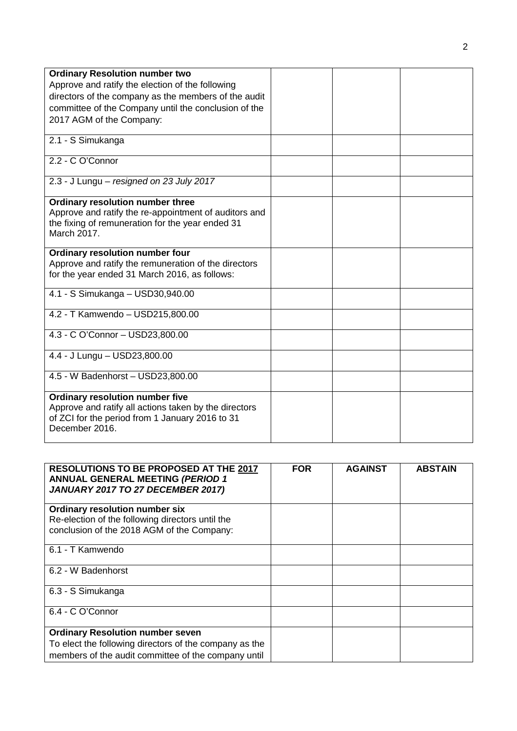| | | | |
|---|---|---|---|
| **Ordinary Resolution number two**<br>Approve and ratify the election of the following directors of the company as the members of the audit committee of the Company until the conclusion of the 2017 AGM of the Company: | | | |
| 2.1 - S Simukanga | | | |
| 2.2 - C O'Connor | | | |
| 2.3 - J Lungu – *resigned on 23 July 2017* | | | |
| **Ordinary resolution number three**<br>Approve and ratify the re-appointment of auditors and the fixing of remuneration for the year ended 31 March 2017. | | | |
| **Ordinary resolution number four**<br>Approve and ratify the remuneration of the directors for the year ended 31 March 2016, as follows: | | | |
| 4.1 - S Simukanga – USD30,940.00 | | | |
| 4.2 - T Kamwendo – USD215,800.00 | | | |
| 4.3 - C O'Connor – USD23,800.00 | | | |
| 4.4 - J Lungu – USD23,800.00 | | | |
| 4.5 - W Badenhorst – USD23,800.00 | | | |
| **Ordinary resolution number five**<br>Approve and ratify all actions taken by the directors of ZCI for the period from 1 January 2016 to 31 December 2016. | | | |

| **RESOLUTIONS TO BE PROPOSED AT THE 2017 ANNUAL GENERAL MEETING *(PERIOD 1 JANUARY 2017 TO 27 DECEMBER 2017)*** | **FOR** | **AGAINST** | **ABSTAIN** |
|---|---|---|---|
| **Ordinary resolution number six**<br>Re-election of the following directors until the conclusion of the 2018 AGM of the Company: | | | |
| 6.1 - T Kamwendo | | | |
| 6.2 - W Badenhorst | | | |
| 6.3 - S Simukanga | | | |
| 6.4 - C O'Connor | | | |
| **Ordinary Resolution number seven**<br>To elect the following directors of the company as the members of the audit committee of the company until | | | |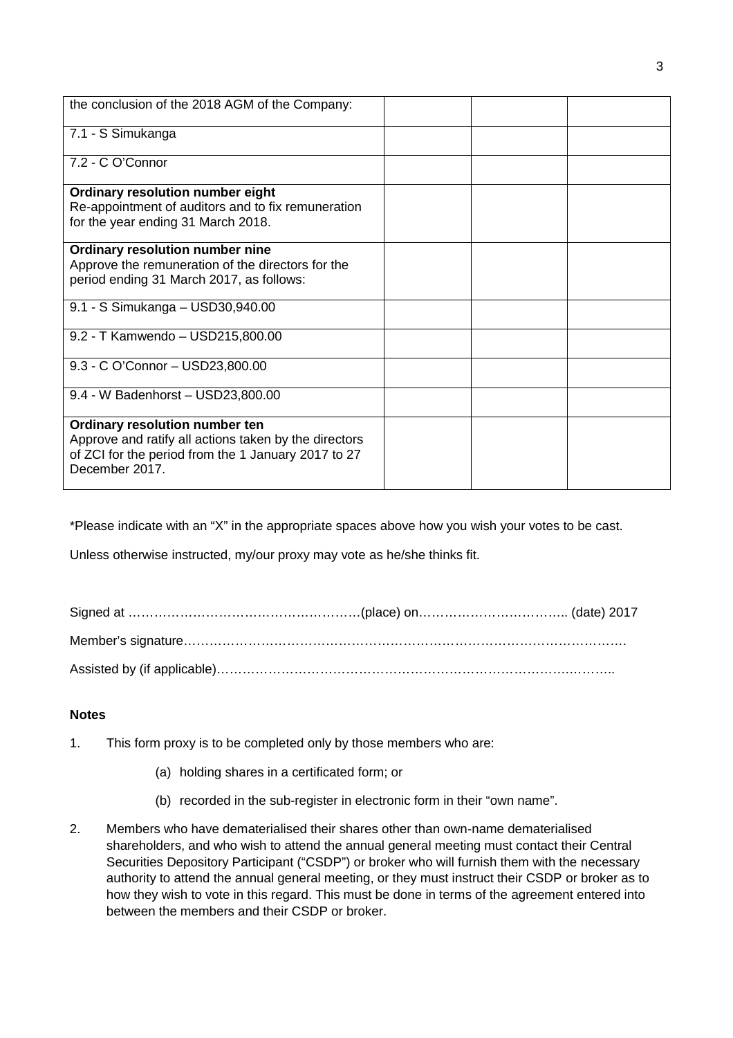| | | | |
|---|---|---|---|
| the conclusion of the 2018 AGM of the Company: | | | |
| 7.1 - S Simukanga | | | |
| 7.2 - C O'Connor | | | |
| **Ordinary resolution number eight** Re-appointment of auditors and to fix remuneration for the year ending 31 March 2018. | | | |
| **Ordinary resolution number nine** Approve the remuneration of the directors for the period ending 31 March 2017, as follows: | | | |
| 9.1 - S Simukanga – USD30,940.00 | | | |
| 9.2 - T Kamwendo – USD215,800.00 | | | |
| 9.3 - C O'Connor – USD23,800.00 | | | |
| 9.4 - W Badenhorst – USD23,800.00 | | | |
| **Ordinary resolution number ten** Approve and ratify all actions taken by the directors of ZCI for the period from the 1 January 2017 to 27 December 2017. | | | |

*Please indicate with an "X" in the appropriate spaces above how you wish your votes to be cast.

Unless otherwise instructed, my/our proxy may vote as he/she thinks fit.

Signed at ………………………………………………(place) on…………………………….. (date) 2017

Member's signature…………………………………………………………………………………….

Assisted by (if applicable)…………………………………………………………………….………..

**Notes**

1. This form proxy is to be completed only by those members who are:

   (a) holding shares in a certificated form; or

   (b) recorded in the sub-register in electronic form in their "own name".

2. Members who have dematerialised their shares other than own-name dematerialised shareholders, and who wish to attend the annual general meeting must contact their Central Securities Depository Participant ("CSDP") or broker who will furnish them with the necessary authority to attend the annual general meeting, or they must instruct their CSDP or broker as to how they wish to vote in this regard. This must be done in terms of the agreement entered into between the members and their CSDP or broker.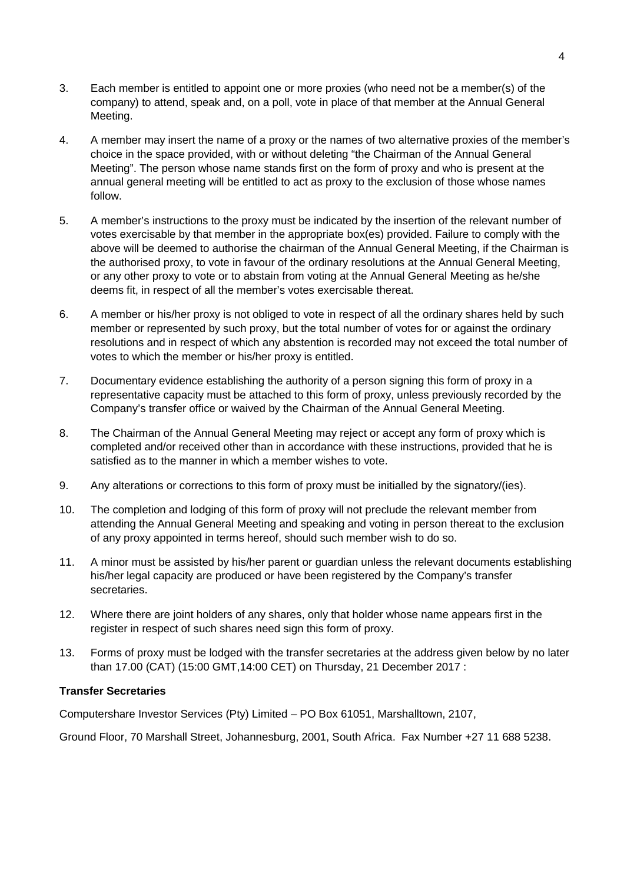3. Each member is entitled to appoint one or more proxies (who need not be a member(s) of the company) to attend, speak and, on a poll, vote in place of that member at the Annual General Meeting.

4. A member may insert the name of a proxy or the names of two alternative proxies of the member's choice in the space provided, with or without deleting "the Chairman of the Annual General Meeting". The person whose name stands first on the form of proxy and who is present at the annual general meeting will be entitled to act as proxy to the exclusion of those whose names follow.

5. A member's instructions to the proxy must be indicated by the insertion of the relevant number of votes exercisable by that member in the appropriate box(es) provided. Failure to comply with the above will be deemed to authorise the chairman of the Annual General Meeting, if the Chairman is the authorised proxy, to vote in favour of the ordinary resolutions at the Annual General Meeting, or any other proxy to vote or to abstain from voting at the Annual General Meeting as he/she deems fit, in respect of all the member's votes exercisable thereat.

6. A member or his/her proxy is not obliged to vote in respect of all the ordinary shares held by such member or represented by such proxy, but the total number of votes for or against the ordinary resolutions and in respect of which any abstention is recorded may not exceed the total number of votes to which the member or his/her proxy is entitled.

7. Documentary evidence establishing the authority of a person signing this form of proxy in a representative capacity must be attached to this form of proxy, unless previously recorded by the Company's transfer office or waived by the Chairman of the Annual General Meeting.

8. The Chairman of the Annual General Meeting may reject or accept any form of proxy which is completed and/or received other than in accordance with these instructions, provided that he is satisfied as to the manner in which a member wishes to vote.

9. Any alterations or corrections to this form of proxy must be initialled by the signatory/(ies).

10. The completion and lodging of this form of proxy will not preclude the relevant member from attending the Annual General Meeting and speaking and voting in person thereat to the exclusion of any proxy appointed in terms hereof, should such member wish to do so.

11. A minor must be assisted by his/her parent or guardian unless the relevant documents establishing his/her legal capacity are produced or have been registered by the Company's transfer secretaries.

12. Where there are joint holders of any shares, only that holder whose name appears first in the register in respect of such shares need sign this form of proxy.

13. Forms of proxy must be lodged with the transfer secretaries at the address given below by no later than 17.00 (CAT) (15:00 GMT,14:00 CET) on Thursday, 21 December 2017 :

**Transfer Secretaries**

Computershare Investor Services (Pty) Limited – PO Box 61051, Marshalltown, 2107,

Ground Floor, 70 Marshall Street, Johannesburg, 2001, South Africa. Fax Number +27 11 688 5238.